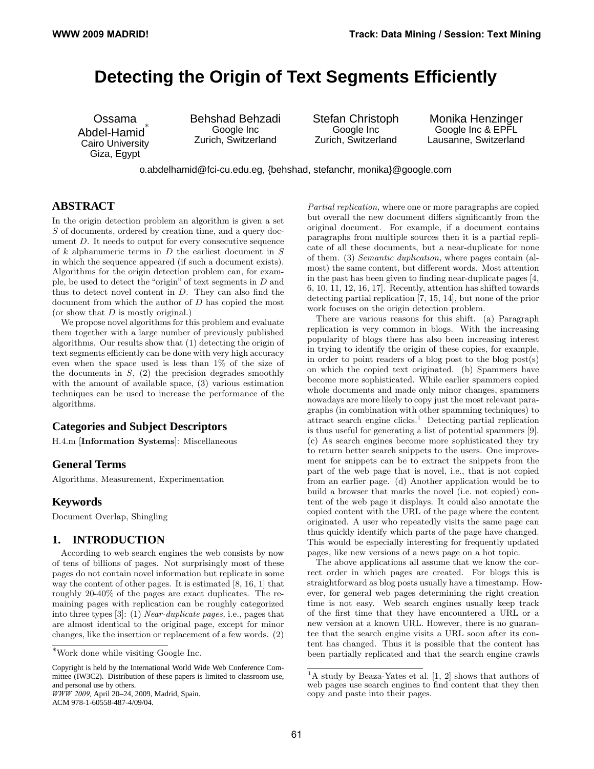# Detecting the Origin of Text Segments Efficiently

Ossama Abdel-Hamid[*]
Cairo University
Giza, Egypt

Behshad Behzadi
Google Inc
Zurich, Switzerland

Stefan Christoph
Google Inc
Zurich, Switzerland

Monika Henzinger
Google Inc & EPFL
Lausanne, Switzerland

o.abdelhamid@fci-cu.edu.eg, {behshad, stefanchr, monika}@google.com

## ABSTRACT

In the origin detection problem an algorithm is given a set $S$ of documents, ordered by creation time, and a query document $D$. It needs to output for every consecutive sequence of $k$ alphanumeric terms in $D$ the earliest document in $S$ in which the sequence appeared (if such a document exists). Algorithms for the origin detection problem can, for example, be used to detect the "origin" of text segments in $D$ and thus to detect novel content in $D$. They can also find the document from which the author of $D$ has copied the most (or show that $D$ is mostly original.)

We propose novel algorithms for this problem and evaluate them together with a large number of previously published algorithms. Our results show that (1) detecting the origin of text segments efficiently can be done with very high accuracy even when the space used is less than 1% of the size of the documents in $S$, (2) the precision degrades smoothly with the amount of available space, (3) various estimation techniques can be used to increase the performance of the algorithms.

## Categories and Subject Descriptors

H.4.m [**Information Systems**]: Miscellaneous

## General Terms

Algorithms, Measurement, Experimentation

## Keywords

Document Overlap, Shingling

## 1. INTRODUCTION

According to web search engines the web consists by now of tens of billions of pages. Not surprisingly most of these pages do not contain novel information but replicate in some way the content of other pages. It is estimated [8, 16, 1] that roughly 20-40% of the pages are exact duplicates. The remaining pages with replication can be roughly categorized into three types [3]: (1) *Near-duplicate pages,* i.e., pages that are almost identical to the original page, except for minor changes, like the insertion or replacement of a few words. (2) *Partial replication,* where one or more paragraphs are copied but overall the new document differs significantly from the original document. For example, if a document contains paragraphs from multiple sources then it is a partial replicate of all these documents, but a near-duplicate for none of them. (3) *Semantic duplication,* where pages contain (almost) the same content, but different words. Most attention in the past has been given to finding near-duplicate pages [4, 6, 10, 11, 12, 16, 17]. Recently, attention has shifted towards detecting partial replication [7, 15, 14], but none of the prior work focuses on the origin detection problem.

There are various reasons for this shift. (a) Paragraph replication is very common in blogs. With the increasing popularity of blogs there has also been increasing interest in trying to identify the origin of these copies, for example, in order to point readers of a blog post to the blog post(s) on which the copied text originated. (b) Spammers have become more sophisticated. While earlier spammers copied whole documents and made only minor changes, spammers nowadays are more likely to copy just the most relevant paragraphs (in combination with other spamming techniques) to attract search engine clicks.[1] Detecting partial replication is thus useful for generating a list of potential spammers [9]. (c) As search engines become more sophisticated they try to return better search snippets to the users. One improvement for snippets can be to extract the snippets from the part of the web page that is novel, i.e., that is not copied from an earlier page. (d) Another application would be to build a browser that marks the novel (i.e. not copied) content of the web page it displays. It could also annotate the copied content with the URL of the page where the content originated. A user who repeatedly visits the same page can thus quickly identify which parts of the page have changed. This would be especially interesting for frequently updated pages, like new versions of a news page on a hot topic.

The above applications all assume that we know the correct order in which pages are created. For blogs this is straightforward as blog posts usually have a timestamp. However, for general web pages determining the right creation time is not easy. Web search engines usually keep track of the first time that they have encountered a URL or a new version at a known URL. However, there is no guarantee that the search engine visits a URL soon after its content has changed. Thus it is possible that the content has been partially replicated and that the search engine crawls

[*]Work done while visiting Google Inc.

[1]A study by Beaza-Yates et al. [1, 2] shows that authors of web pages use search engines to find content that they then copy and paste into their pages.

Copyright is held by the International World Wide Web Conference Committee (IW3C2). Distribution of these papers is limited to classroom use, and personal use by others.
*WWW 2009,* April 20–24, 2009, Madrid, Spain.
ACM 978-1-60558-487-4/09/04.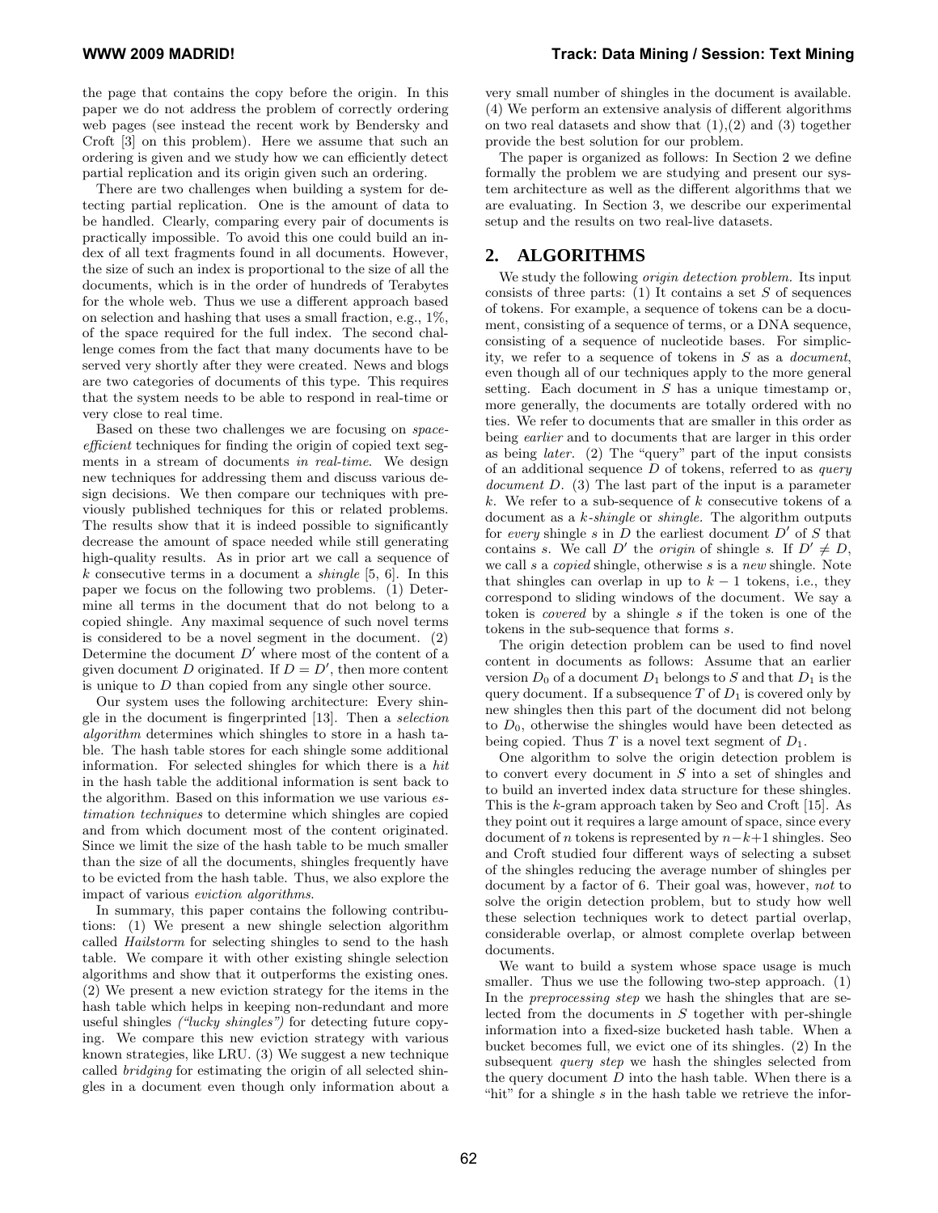the page that contains the copy before the origin. In this paper we do not address the problem of correctly ordering web pages (see instead the recent work by Bendersky and Croft [3] on this problem). Here we assume that such an ordering is given and we study how we can efficiently detect partial replication and its origin given such an ordering.

There are two challenges when building a system for detecting partial replication. One is the amount of data to be handled. Clearly, comparing every pair of documents is practically impossible. To avoid this one could build an index of all text fragments found in all documents. However, the size of such an index is proportional to the size of all the documents, which is in the order of hundreds of Terabytes for the whole web. Thus we use a different approach based on selection and hashing that uses a small fraction, e.g., 1%, of the space required for the full index. The second challenge comes from the fact that many documents have to be served very shortly after they were created. News and blogs are two categories of documents of this type. This requires that the system needs to be able to respond in real-time or very close to real time.

Based on these two challenges we are focusing on *space-efficient* techniques for finding the origin of copied text segments in a stream of documents *in real-time*. We design new techniques for addressing them and discuss various design decisions. We then compare our techniques with previously published techniques for this or related problems. The results show that it is indeed possible to significantly decrease the amount of space needed while still generating high-quality results. As in prior art we call a sequence of $k$ consecutive terms in a document a *shingle* [5, 6]. In this paper we focus on the following two problems. (1) Determine all terms in the document that do not belong to a copied shingle. Any maximal sequence of such novel terms is considered to be a novel segment in the document. (2) Determine the document $D'$ where most of the content of a given document $D$ originated. If $D = D'$, then more content is unique to $D$ than copied from any single other source.

Our system uses the following architecture: Every shingle in the document is fingerprinted [13]. Then a *selection algorithm* determines which shingles to store in a hash table. The hash table stores for each shingle some additional information. For selected shingles for which there is a *hit* in the hash table the additional information is sent back to the algorithm. Based on this information we use various *estimation techniques* to determine which shingles are copied and from which document most of the content originated. Since we limit the size of the hash table to be much smaller than the size of all the documents, shingles frequently have to be evicted from the hash table. Thus, we also explore the impact of various *eviction algorithms*.

In summary, this paper contains the following contributions: (1) We present a new shingle selection algorithm called *Hailstorm* for selecting shingles to send to the hash table. We compare it with other existing shingle selection algorithms and show that it outperforms the existing ones. (2) We present a new eviction strategy for the items in the hash table which helps in keeping non-redundant and more useful shingles *("lucky shingles")* for detecting future copying. We compare this new eviction strategy with various known strategies, like LRU. (3) We suggest a new technique called *bridging* for estimating the origin of all selected shingles in a document even though only information about a very small number of shingles in the document is available. (4) We perform an extensive analysis of different algorithms on two real datasets and show that (1),(2) and (3) together provide the best solution for our problem.

The paper is organized as follows: In Section 2 we define formally the problem we are studying and present our system architecture as well as the different algorithms that we are evaluating. In Section 3, we describe our experimental setup and the results on two real-live datasets.

## 2. ALGORITHMS

We study the following *origin detection problem.* Its input consists of three parts: (1) It contains a set $S$ of sequences of tokens. For example, a sequence of tokens can be a document, consisting of a sequence of terms, or a DNA sequence, consisting of a sequence of nucleotide bases. For simplicity, we refer to a sequence of tokens in $S$ as a *document*, even though all of our techniques apply to the more general setting. Each document in $S$ has a unique timestamp or, more generally, the documents are totally ordered with no ties. We refer to documents that are smaller in this order as being *earlier* and to documents that are larger in this order as being *later*. (2) The "query" part of the input consists of an additional sequence $D$ of tokens, referred to as *query document* $D$. (3) The last part of the input is a parameter $k$. We refer to a sub-sequence of $k$ consecutive tokens of a document as a *k-shingle* or *shingle*. The algorithm outputs for *every* shingle $s$ in $D$ the earliest document $D'$ of $S$ that contains $s$. We call $D'$ the *origin* of shingle $s$. If $D' \neq D$, we call $s$ a *copied* shingle, otherwise $s$ is a *new* shingle. Note that shingles can overlap in up to $k-1$ tokens, i.e., they correspond to sliding windows of the document. We say a token is *covered* by a shingle $s$ if the token is one of the tokens in the sub-sequence that forms $s$.

The origin detection problem can be used to find novel content in documents as follows: Assume that an earlier version $D_0$ of a document $D_1$ belongs to $S$ and that $D_1$ is the query document. If a subsequence $T$ of $D_1$ is covered only by new shingles then this part of the document did not belong to $D_0$, otherwise the shingles would have been detected as being copied. Thus $T$ is a novel text segment of $D_1$.

One algorithm to solve the origin detection problem is to convert every document in $S$ into a set of shingles and to build an inverted index data structure for these shingles. This is the $k$-gram approach taken by Seo and Croft [15]. As they point out it requires a large amount of space, since every document of $n$ tokens is represented by $n-k+1$ shingles. Seo and Croft studied four different ways of selecting a subset of the shingles reducing the average number of shingles per document by a factor of 6. Their goal was, however, *not* to solve the origin detection problem, but to study how well these selection techniques work to detect partial overlap, considerable overlap, or almost complete overlap between documents.

We want to build a system whose space usage is much smaller. Thus we use the following two-step approach. (1) In the *preprocessing step* we hash the shingles that are selected from the documents in $S$ together with per-shingle information into a fixed-size bucketed hash table. When a bucket becomes full, we evict one of its shingles. (2) In the subsequent *query step* we hash the shingles selected from the query document $D$ into the hash table. When there is a "hit" for a shingle $s$ in the hash table we retrieve the infor-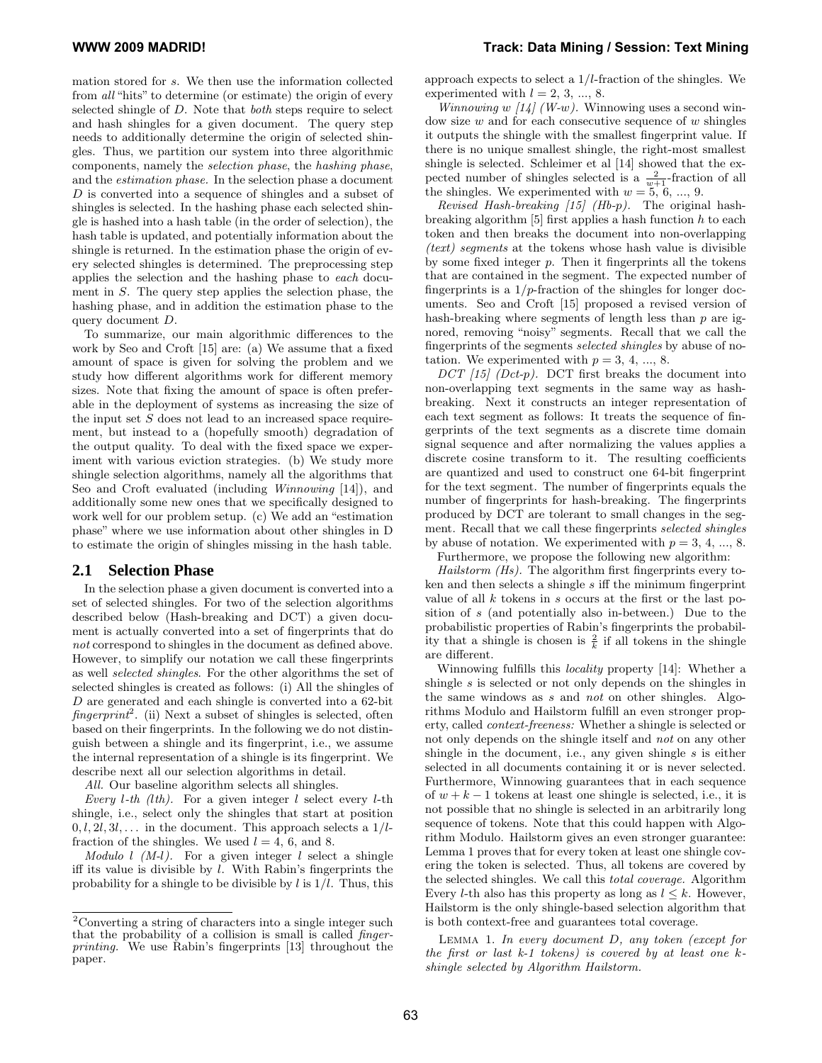mation stored for $s$. We then use the information collected from *all* "hits" to determine (or estimate) the origin of every selected shingle of $D$. Note that *both* steps require to select and hash shingles for a given document. The query step needs to additionally determine the origin of selected shingles. Thus, we partition our system into three algorithmic components, namely the *selection phase*, the *hashing phase*, and the *estimation phase.* In the selection phase a document $D$ is converted into a sequence of shingles and a subset of shingles is selected. In the hashing phase each selected shingle is hashed into a hash table (in the order of selection), the hash table is updated, and potentially information about the shingle is returned. In the estimation phase the origin of every selected shingles is determined. The preprocessing step applies the selection and the hashing phase to *each* document in $S$. The query step applies the selection phase, the hashing phase, and in addition the estimation phase to the query document $D$.

To summarize, our main algorithmic differences to the work by Seo and Croft [15] are: (a) We assume that a fixed amount of space is given for solving the problem and we study how different algorithms work for different memory sizes. Note that fixing the amount of space is often preferable in the deployment of systems as increasing the size of the input set $S$ does not lead to an increased space requirement, but instead to a (hopefully smooth) degradation of the output quality. To deal with the fixed space we experiment with various eviction strategies. (b) We study more shingle selection algorithms, namely all the algorithms that Seo and Croft evaluated (including *Winnowing* [14]), and additionally some new ones that we specifically designed to work well for our problem setup. (c) We add an "estimation phase" where we use information about other shingles in D to estimate the origin of shingles missing in the hash table.

## 2.1 Selection Phase

In the selection phase a given document is converted into a set of selected shingles. For two of the selection algorithms described below (Hash-breaking and DCT) a given document is actually converted into a set of fingerprints that do *not* correspond to shingles in the document as defined above. However, to simplify our notation we call these fingerprints as well *selected shingles*. For the other algorithms the set of selected shingles is created as follows: (i) All the shingles of $D$ are generated and each shingle is converted into a 62-bit *fingerprint*[2]. (ii) Next a subset of shingles is selected, often based on their fingerprints. In the following we do not distinguish between a shingle and its fingerprint, i.e., we assume the internal representation of a shingle is its fingerprint. We describe next all our selection algorithms in detail.

*All.* Our baseline algorithm selects all shingles.

*Every l-th (lth).* For a given integer $l$ select every $l$-th shingle, i.e., select only the shingles that start at position $0, l, 2l, 3l, \ldots$ in the document. This approach selects a $1/l$-fraction of the shingles. We used $l = 4$, 6, and 8.

*Modulo l (M-l).* For a given integer $l$ select a shingle iff its value is divisible by $l$. With Rabin's fingerprints the probability for a shingle to be divisible by $l$ is $1/l$. Thus, this approach expects to select a $1/l$-fraction of the shingles. We experimented with $l = 2, 3, ..., 8$.

*Winnowing w [14] (W-w).* Winnowing uses a second window $w$ and for each consecutive sequence of $w$ shingles it outputs the shingle with the smallest fingerprint value. If there is no unique smallest shingle, the right-most smallest shingle is selected. Schleimer et al [14] showed that the expected number of shingles selected is a $\frac{2}{w+1}$-fraction of all the shingles. We experimented with $w = 5, 6, ..., 9$.

*Revised Hash-breaking [15] (Hb-p).* The original hash-breaking algorithm [5] first applies a hash function $h$ to each token and then breaks the document into non-overlapping *(text) segments* at the tokens whose hash value is divisible by some fixed integer $p$. Then it fingerprints all the tokens that are contained in the segment. The expected number of fingerprints is a $1/p$-fraction of the shingles for longer documents. Seo and Croft [15] proposed a revised version of hash-breaking where segments of length less than $p$ are ignored, removing "noisy" segments. Recall that we call the fingerprints of the segments *selected shingles* by abuse of notation. We experimented with $p = 3, 4, ..., 8$.

*DCT [15] (Dct-p).* DCT first breaks the document into non-overlapping text segments in the same way as hash-breaking. Next it constructs an integer representation of each text segment as follows: It treats the sequence of fingerprints of the text segments as a discrete time domain signal sequence and after normalizing the values applies a discrete cosine transform to it. The resulting coefficients are quantized and used to construct one 64-bit fingerprint for the text segment. The number of fingerprints equals the number of fingerprints for hash-breaking. The fingerprints produced by DCT are tolerant to small changes in the segment. Recall that we call these fingerprints *selected shingles* by abuse of notation. We experimented with $p = 3, 4, ..., 8$.

Furthermore, we propose the following new algorithm:

*Hailstorm (Hs).* The algorithm first fingerprints every token and then selects a shingle $s$ iff the minimum fingerprint value of all $k$ tokens in $s$ occurs at the first or the last position of $s$ (and potentially also in-between.) Due to the probabilistic properties of Rabin's fingerprints the probability that a shingle is chosen is $\frac{2}{k}$ if all tokens in the shingle are different.

Winnowing fulfills this *locality* property [14]: Whether a shingle $s$ is selected or not only depends on the shingles in the same windows as $s$ and *not* on other shingles. Algorithms Modulo and Hailstorm fulfill an even stronger property, called *context-freeness:* Whether a shingle is selected or not only depends on the shingle itself and *not* on any other shingle in the document, i.e., any given shingle $s$ is either selected in all documents containing it or is never selected. Furthermore, Winnowing guarantees that in each sequence of $w + k - 1$ tokens at least one shingle is selected, i.e., it is not possible that no shingle is selected in an arbitrarily long sequence of tokens. Note that this could happen with Algorithm Modulo. Hailstorm gives an even stronger guarantee: Lemma 1 proves that for every token at least one shingle covering the token is selected. Thus, all tokens are covered by the selected shingles. We call this *total coverage.* Algorithm Every $l$-th also has this property as long as $l \leq k$. However, Hailstorm is the only shingle-based selection algorithm that is both context-free and guarantees total coverage.

LEMMA 1. *In every document D, any token (except for the first or last k-1 tokens) is covered by at least one k-shingle selected by Algorithm Hailstorm.*

---

[2] Converting a string of characters into a single integer such that the probability of a collision is small is called *fingerprinting.* We use Rabin's fingerprints [13] throughout the paper.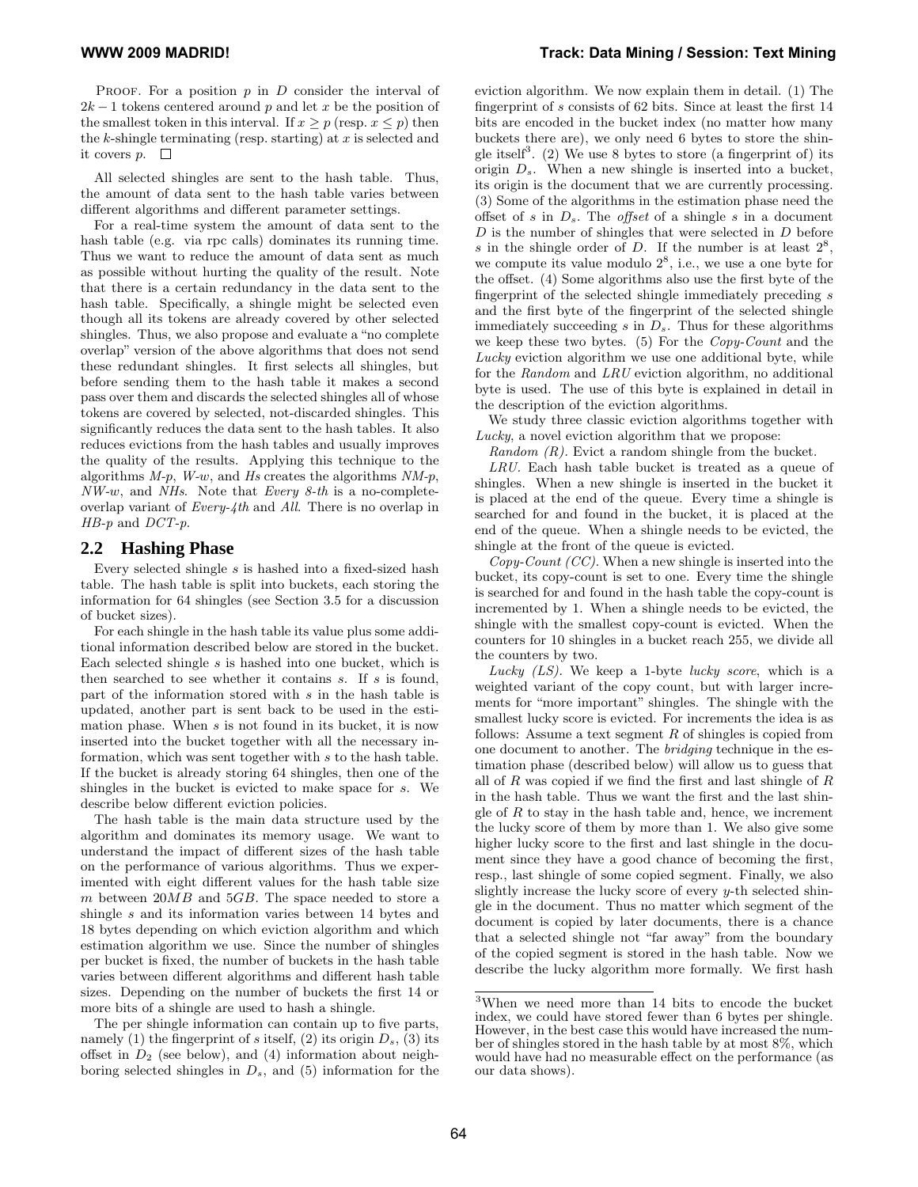PROOF. For a position $p$ in $D$ consider the interval of $2k-1$ tokens centered around $p$ and let $x$ be the position of the smallest token in this interval. If $x \geq p$ (resp. $x \leq p$) then the $k$-shingle terminating (resp. starting) at $x$ is selected and it covers $p$. □

All selected shingles are sent to the hash table. Thus, the amount of data sent to the hash table varies between different algorithms and different parameter settings.

For a real-time system the amount of data sent to the hash table (e.g. via rpc calls) dominates its running time. Thus we want to reduce the amount of data sent as much as possible without hurting the quality of the result. Note that there is a certain redundancy in the data sent to the hash table. Specifically, a shingle might be selected even though all its tokens are already covered by other selected shingles. Thus, we also propose and evaluate a "no complete overlap" version of the above algorithms that does not send these redundant shingles. It first selects all shingles, but before sending them to the hash table it makes a second pass over them and discards the selected shingles all of whose tokens are covered by selected, not-discarded shingles. This significantly reduces the data sent to the hash tables. It also reduces evictions from the hash tables and usually improves the quality of the results. Applying this technique to the algorithms *M-p*, *W-w*, and *Hs* creates the algorithms *NM-p*, *NW-w*, and *NHs*. Note that *Every 8-th* is a no-complete-overlap variant of *Every-4th* and *All*. There is no overlap in *HB-p* and *DCT-p*.

## 2.2 Hashing Phase

Every selected shingle $s$ is hashed into a fixed-sized hash table. The hash table is split into buckets, each storing the information for 64 shingles (see Section 3.5 for a discussion of bucket sizes).

For each shingle in the hash table its value plus some additional information described below are stored in the bucket. Each selected shingle $s$ is hashed into one bucket, which is then searched to see whether it contains $s$. If $s$ is found, part of the information stored with $s$ in the hash table is updated, another part is sent back to be used in the estimation phase. When $s$ is not found in its bucket, it is now inserted into the bucket together with all the necessary information, which was sent together with $s$ to the hash table. If the bucket is already storing 64 shingles, then one of the shingles in the bucket is evicted to make space for $s$. We describe below different eviction policies.

The hash table is the main data structure used by the algorithm and dominates its memory usage. We want to understand the impact of different sizes of the hash table on the performance of various algorithms. Thus we experimented with eight different values for the hash table size $m$ between $20MB$ and $5GB$. The space needed to store a shingle $s$ and its information varies between 14 bytes and 18 bytes depending on which eviction algorithm and which estimation algorithm we use. Since the number of shingles per bucket is fixed, the number of buckets in the hash table varies between different algorithms and different hash table sizes. Depending on the number of buckets the first 14 or more bits of a shingle are used to hash a shingle.

The per shingle information can contain up to five parts, namely (1) the fingerprint of $s$ itself, (2) its origin $D_s$, (3) its offset in $D_2$ (see below), and (4) information about neighboring selected shingles in $D_s$, and (5) information for the eviction algorithm. We now explain them in detail. (1) The fingerprint of $s$ consists of 62 bits. Since at least the first 14 bits are encoded in the bucket index (no matter how many buckets there are), we only need 6 bytes to store the shingle itself[3]. (2) We use 8 bytes to store (a fingerprint of) its origin $D_s$. When a new shingle is inserted into a bucket, its origin is the document that we are currently processing. (3) Some of the algorithms in the estimation phase need the offset of $s$ in $D_s$. The *offset* of a shingle $s$ in a document $D$ is the number of shingles that were selected in $D$ before $s$ in the shingle order of $D$. If the number is at least $2^8$, we compute its value modulo $2^8$, i.e., we use a one byte for the offset. (4) Some algorithms also use the first byte of the fingerprint of the selected shingle immediately preceding $s$ and the first byte of the fingerprint of the selected shingle immediately succeeding $s$ in $D_s$. Thus for these algorithms we keep these two bytes. (5) For the *Copy-Count* and the *Lucky* eviction algorithm we use one additional byte, while for the *Random* and *LRU* eviction algorithm, no additional byte is used. The use of this byte is explained in detail in the description of the eviction algorithms.

We study three classic eviction algorithms together with *Lucky*, a novel eviction algorithm that we propose:

*Random (R).* Evict a random shingle from the bucket.

*LRU.* Each hash table bucket is treated as a queue of shingles. When a new shingle is inserted in the bucket it is placed at the end of the queue. Every time a shingle is searched for and found in the bucket, it is placed at the end of the queue. When a shingle needs to be evicted, the shingle at the front of the queue is evicted.

*Copy-Count (CC).* When a new shingle is inserted into the bucket, its copy-count is set to one. Every time the shingle is searched for and found in the hash table the copy-count is incremented by 1. When a shingle needs to be evicted, the shingle with the smallest copy-count is evicted. When the counters for 10 shingles in a bucket reach 255, we divide all the counters by two.

*Lucky (LS).* We keep a 1-byte *lucky score*, which is a weighted variant of the copy count, but with larger increments for "more important" shingles. The shingle with the smallest lucky score is evicted. For increments the idea is as follows: Assume a text segment $R$ of shingles is copied from one document to another. The *bridging* technique in the estimation phase (described below) will allow us to guess that all of $R$ was copied if we find the first and last shingle of $R$ in the hash table. Thus we want the first and the last shingle of $R$ to stay in the hash table and, hence, we increment the lucky score of them by more than 1. We also give some higher lucky score to the first and last shingle in the document since they have a good chance of becoming the first, resp., last shingle of some copied segment. Finally, we also slightly increase the lucky score of every $y$-th selected shingle in the document. Thus no matter which segment of the document is copied by later documents, there is a chance that a selected shingle not "far away" from the boundary of the copied segment is stored in the hash table. Now we describe the lucky algorithm more formally. We first hash

[3]When we need more than 14 bits to encode the bucket index, we could have stored fewer than 6 bytes per shingle. However, in the best case this would have increased the number of shingles stored in the hash table by at most 8%, which would have had no measurable effect on the performance (as our data shows).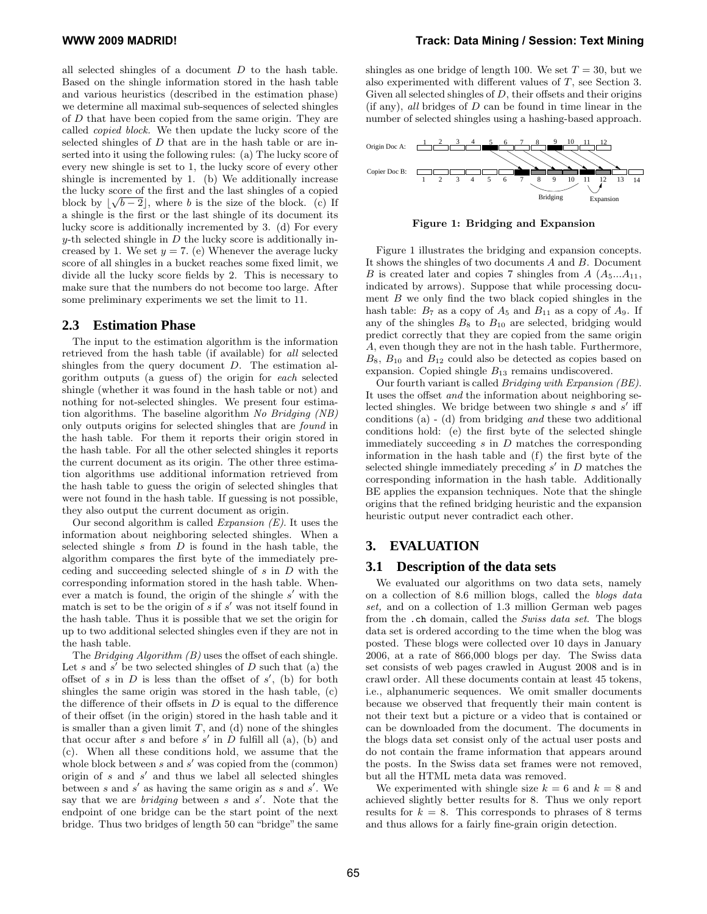all selected shingles of a document $D$ to the hash table. Based on the shingle information stored in the hash table and various heuristics (described in the estimation phase) we determine all maximal sub-sequences of selected shingles of $D$ that have been copied from the same origin. They are called *copied block*. We then update the lucky score of the selected shingles of $D$ that are in the hash table or are inserted into it using the following rules: (a) The lucky score of every new shingle is set to 1, the lucky score of every other shingle is incremented by 1. (b) We additionally increase the lucky score of the first and the last shingles of a copied block by $\lfloor\sqrt{b-2}\rfloor$, where $b$ is the size of the block. (c) If a shingle is the first or the last shingle of its document its lucky score is additionally incremented by 3. (d) For every $y$-th selected shingle in $D$ the lucky score is additionally increased by 1. We set $y = 7$. (e) Whenever the average lucky score of all shingles in a bucket reaches some fixed limit, we divide all the lucky score fields by 2. This is necessary to make sure that the numbers do not become too large. After some preliminary experiments we set the limit to 11.

## 2.3 Estimation Phase

The input to the estimation algorithm is the information retrieved from the hash table (if available) for *all* selected shingles from the query document $D$. The estimation algorithm outputs (a guess of) the origin for *each* selected shingle (whether it was found in the hash table or not) and nothing for not-selected shingles. We present four estimation algorithms. The baseline algorithm *No Bridging (NB)* only outputs origins for selected shingles that are *found* in the hash table. For them it reports their origin stored in the hash table. For all the other selected shingles it reports the current document as its origin. The other three estimation algorithms use additional information retrieved from the hash table to guess the origin of selected shingles that were not found in the hash table. If guessing is not possible, they also output the current document as origin.

Our second algorithm is called *Expansion (E)*. It uses the information about neighboring selected shingles. When a selected shingle $s$ from $D$ is found in the hash table, the algorithm compares the first byte of the immediately preceding and succeeding selected shingle of $s$ in $D$ with the corresponding information stored in the hash table. Whenever a match is found, the origin of the shingle $s'$ with the match is set to be the origin of $s$ if $s'$ was not itself found in the hash table. Thus it is possible that we set the origin for up to two additional selected shingles even if they are not in the hash table.

The *Bridging Algorithm (B)* uses the offset of each shingle. Let $s$ and $s'$ be two selected shingles of $D$ such that (a) the offset of $s$ in $D$ is less than the offset of $s'$, (b) for both shingles the same origin was stored in the hash table, (c) the difference of their offsets in $D$ is equal to the difference of their offset (in the origin) stored in the hash table and it is smaller than a given limit $T$, and (d) none of the shingles that occur after $s$ and before $s'$ in $D$ fulfill all (a), (b) and (c). When all these conditions hold, we assume that the whole block between $s$ and $s'$ was copied from the (common) origin of $s$ and $s'$ and thus we label all selected shingles between $s$ and $s'$ as having the same origin as $s$ and $s'$. We say that we are *bridging* between $s$ and $s'$. Note that the endpoint of one bridge can be the start point of the next bridge. Thus two bridges of length 50 can "bridge" the same shingles as one bridge of length 100. We set $T = 30$, but we also experimented with different values of $T$, see Section 3. Given all selected shingles of $D$, their offsets and their origins (if any), *all* bridges of $D$ can be found in time linear in the number of selected shingles using a hashing-based approach.

**Figure 1: Bridging and Expansion**

Figure 1 illustrates the bridging and expansion concepts. It shows the shingles of two documents $A$ and $B$. Document $B$ is created later and copies 7 shingles from $A$ ($A_5...A_{11}$, indicated by arrows). Suppose that while processing document $B$ we only find the two black copied shingles in the hash table: $B_7$ as a copy of $A_5$ and $B_{11}$ as a copy of $A_9$. If any of the shingles $B_8$ to $B_{10}$ are selected, bridging would predict correctly that they are copied from the same origin $A$, even though they are not in the hash table. Furthermore, $B_8$, $B_{10}$ and $B_{12}$ could also be detected as copies based on expansion. Copied shingle $B_{13}$ remains undiscovered.

Our fourth variant is called *Bridging with Expansion (BE)*. It uses the offset *and* the information about neighboring selected shingles. We bridge between two shingle $s$ and $s'$ iff conditions (a) - (d) from bridging *and* these two additional conditions hold: (e) the first byte of the selected shingle immediately succeeding $s$ in $D$ matches the corresponding information in the hash table and (f) the first byte of the selected shingle immediately preceding $s'$ in $D$ matches the corresponding information in the hash table. Additionally BE applies the expansion techniques. Note that the shingle origins that the refined bridging heuristic and the expansion heuristic output never contradict each other.

# 3. EVALUATION

## 3.1 Description of the data sets

We evaluated our algorithms on two data sets, namely on a collection of 8.6 million blogs, called the *blogs data set,* and on a collection of 1.3 million German web pages from the `.ch` domain, called the *Swiss data set*. The blogs data set is ordered according to the time when the blog was posted. These blogs were collected over 10 days in January 2006, at a rate of 866,000 blogs per day. The Swiss data set consists of web pages crawled in August 2008 and is in crawl order. All these documents contain at least 45 tokens, i.e., alphanumeric sequences. We omit smaller documents because we observed that frequently their main content is not their text but a picture or a video that is contained or can be downloaded from the document. The documents in the blogs data set consist only of the actual user posts and do not contain the frame information that appears around the posts. In the Swiss data set frames were not removed, but all the HTML meta data was removed.

We experimented with shingle size $k = 6$ and $k = 8$ and achieved slightly better results for 8. Thus we only report results for $k = 8$. This corresponds to phrases of 8 terms and thus allows for a fairly fine-grain origin detection.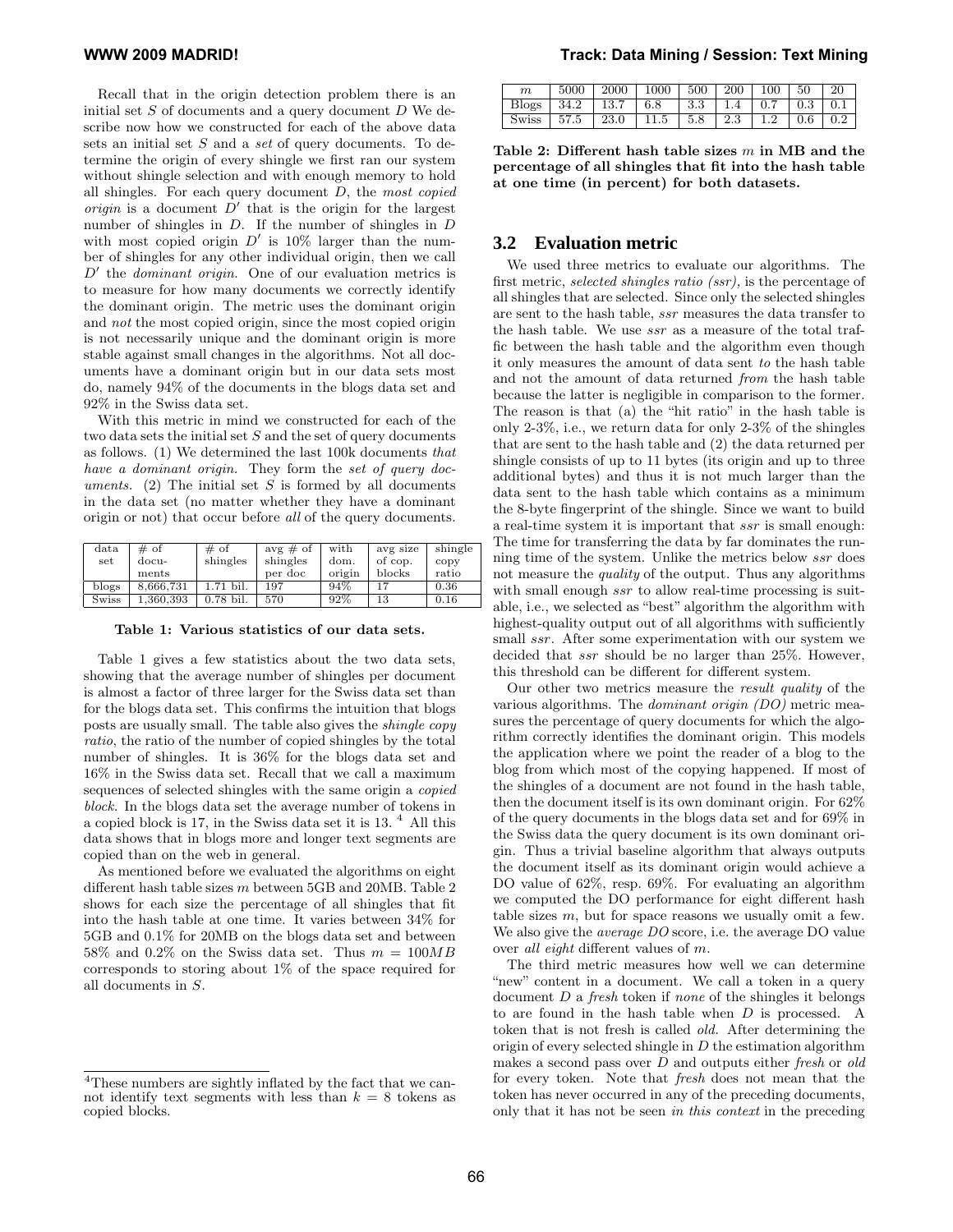Recall that in the origin detection problem there is an initial set $S$ of documents and a query document $D$ We describe now how we constructed for each of the above data sets an initial set $S$ and a *set* of query documents. To determine the origin of every shingle we first ran our system without shingle selection and with enough memory to hold all shingles. For each query document $D$, the *most copied origin* is a document $D'$ that is the origin for the largest number of shingles in $D$. If the number of shingles in $D$ with most copied origin $D'$ is 10% larger than the number of shingles for any other individual origin, then we call $D'$ the *dominant origin*. One of our evaluation metrics is to measure for how many documents we correctly identify the dominant origin. The metric uses the dominant origin and *not* the most copied origin, since the most copied origin is not necessarily unique and the dominant origin is more stable against small changes in the algorithms. Not all documents have a dominant origin but in our data sets most do, namely 94% of the documents in the blogs data set and 92% in the Swiss data set.

With this metric in mind we constructed for each of the two data sets the initial set $S$ and the set of query documents as follows. (1) We determined the last 100k documents *that have a dominant origin*. They form the *set of query documents*. (2) The initial set $S$ is formed by all documents in the data set (no matter whether they have a dominant origin or not) that occur before *all* of the query documents.

| data set | # of documents | # of shingles | avg # of shingles per doc | with dom. origin | avg size of cop. blocks | shingle copy ratio |
|---|---|---|---|---|---|---|
| blogs | 8,666,731 | 1.71 bil. | 197 | 94% | 17 | 0.36 |
| Swiss | 1,360,393 | 0.78 bil. | 570 | 92% | 13 | 0.16 |

**Table 1: Various statistics of our data sets.**

Table 1 gives a few statistics about the two data sets, showing that the average number of shingles per document is almost a factor of three larger for the Swiss data set than for the blogs data set. This confirms the intuition that blogs posts are usually small. The table also gives the *shingle copy ratio*, the ratio of the number of copied shingles by the total number of shingles. It is 36% for the blogs data set and 16% in the Swiss data set. Recall that we call a maximum sequences of selected shingles with the same origin a *copied block*. In the blogs data set the average number of tokens in a copied block is 17, in the Swiss data set it is 13. [4] All this data shows that in blogs more and longer text segments are copied than on the web in general.

As mentioned before we evaluated the algorithms on eight different hash table sizes $m$ between 5GB and 20MB. Table 2 shows for each size the percentage of all shingles that fit into the hash table at one time. It varies between 34% for 5GB and 0.1% for 20MB on the blogs data set and between 58% and 0.2% on the Swiss data set. Thus $m = 100MB$ corresponds to storing about 1% of the space required for all documents in $S$.

[4] These numbers are sightly inflated by the fact that we cannot identify text segments with less than $k = 8$ tokens as copied blocks.

| $m$ | 5000 | 2000 | 1000 | 500 | 200 | 100 | 50 | 20 |
|---|---|---|---|---|---|---|---|---|
| Blogs | 34.2 | 13.7 | 6.8 | 3.3 | 1.4 | 0.7 | 0.3 | 0.1 |
| Swiss | 57.5 | 23.0 | 11.5 | 5.8 | 2.3 | 1.2 | 0.6 | 0.2 |

**Table 2: Different hash table sizes $m$ in MB and the percentage of all shingles that fit into the hash table at one time (in percent) for both datasets.**

## 3.2 Evaluation metric

We used three metrics to evaluate our algorithms. The first metric, *selected shingles ratio (ssr)*, is the percentage of all shingles that are selected. Since only the selected shingles are sent to the hash table, *ssr* measures the data transfer to the hash table. We use *ssr* as a measure of the total traffic between the hash table and the algorithm even though it only measures the amount of data sent *to* the hash table and not the amount of data returned *from* the hash table because the latter is negligible in comparison to the former. The reason is that (a) the "hit ratio" in the hash table is only 2-3%, i.e., we return data for only 2-3% of the shingles that are sent to the hash table and (2) the data returned per shingle consists of up to 11 bytes (its origin and up to three additional bytes) and thus it is not much larger than the data sent to the hash table which contains as a minimum the 8-byte fingerprint of the shingle. Since we want to build a real-time system it is important that *ssr* is small enough: The time for transferring the data by far dominates the running time of the system. Unlike the metrics below *ssr* does not measure the *quality* of the output. Thus any algorithms with small enough *ssr* to allow real-time processing is suitable, i.e., we selected as "best" algorithm the algorithm with highest-quality output out of all algorithms with sufficiently small *ssr*. After some experimentation with our system we decided that *ssr* should be no larger than 25%. However, this threshold can be different for different system.

Our other two metrics measure the *result quality* of the various algorithms. The *dominant origin (DO)* metric measures the percentage of query documents for which the algorithm correctly identifies the dominant origin. This models the application where we point the reader of a blog to the blog from which most of the copying happened. If most of the shingles of a document are not found in the hash table, then the document itself is its own dominant origin. For 62% of the query documents in the blogs data set and for 69% in the Swiss data the query document is its own dominant origin. Thus a trivial baseline algorithm that always outputs the document itself as its dominant origin would achieve a DO value of 62%, resp. 69%. For evaluating an algorithm we computed the DO performance for eight different hash table sizes $m$, but for space reasons we usually omit a few. We also give the *average DO* score, i.e. the average DO value over *all eight* different values of $m$.

The third metric measures how well we can determine "new" content in a document. We call a token in a query document $D$ a *fresh* token if *none* of the shingles it belongs to are found in the hash table when $D$ is processed. A token that is not fresh is called *old*. After determining the origin of every selected shingle in $D$ the estimation algorithm makes a second pass over $D$ and outputs either *fresh* or *old* for every token. Note that *fresh* does not mean that the token has never occurred in any of the preceding documents, only that it has not be seen *in this context* in the preceding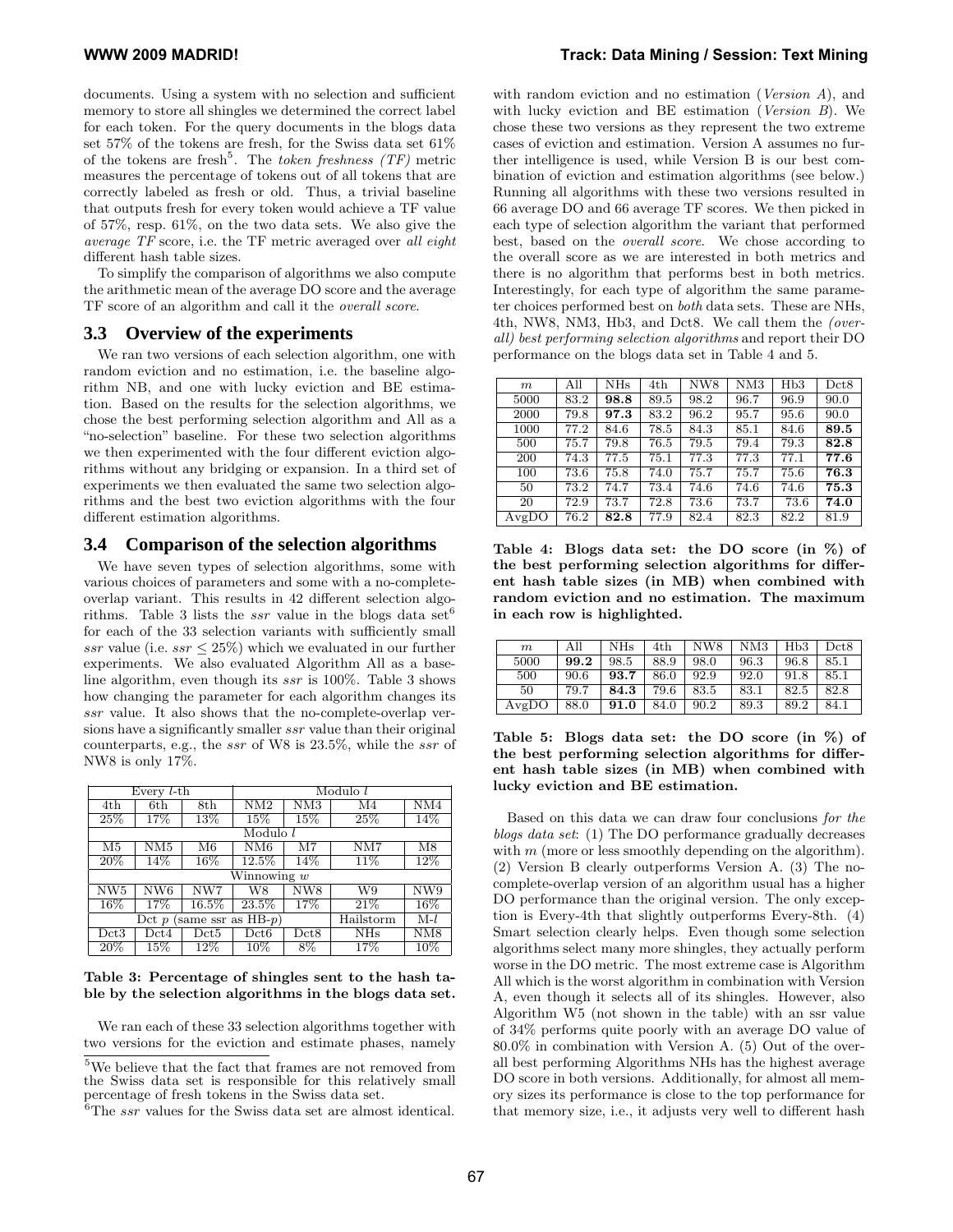documents. Using a system with no selection and sufficient memory to store all shingles we determined the correct label for each token. For the query documents in the blogs data set 57% of the tokens are fresh, for the Swiss data set 61% of the tokens are fresh[5]. The *token freshness (TF)* metric measures the percentage of tokens out of all tokens that are correctly labeled as fresh or old. Thus, a trivial baseline that outputs fresh for every token would achieve a TF value of 57%, resp. 61%, on the two data sets. We also give the *average TF* score, i.e. the TF metric averaged over *all eight* different hash table sizes.

To simplify the comparison of algorithms we also compute the arithmetic mean of the average DO score and the average TF score of an algorithm and call it the *overall score*.

### 3.3 Overview of the experiments

We ran two versions of each selection algorithm, one with random eviction and no estimation, i.e. the baseline algorithm NB, and one with lucky eviction and BE estimation. Based on the results for the selection algorithms, we chose the best performing selection algorithm and All as a "no-selection" baseline. For these two selection algorithms we then experimented with the four different eviction algorithms without any bridging or expansion. In a third set of experiments we then evaluated the same two selection algorithms and the best two eviction algorithms with the four different estimation algorithms.

### 3.4 Comparison of the selection algorithms

We have seven types of selection algorithms, some with various choices of parameters and some with a no-complete-overlap variant. This results in 42 different selection algorithms. Table 3 lists the *ssr* value in the blogs data set[6] for each of the 33 selection variants with sufficiently small *ssr* value (i.e. $ssr \leq 25\%$) which we evaluated in our further experiments. We also evaluated Algorithm All as a baseline algorithm, even though its *ssr* is 100%. Table 3 shows how changing the parameter for each algorithm changes its *ssr* value. It also shows that the no-complete-overlap versions have a significantly smaller *ssr* value than their original counterparts, e.g., the *ssr* of W8 is 23.5%, while the *ssr* of NW8 is only 17%.

| Every $l$-th | | | Modulo $l$ | | | |
|---|---|---|---|---|---|---|
| 4th | 6th | 8th | NM2 | NM3 | M4 | NM4 |
| 25% | 17% | 13% | 15% | 15% | 25% | 14% |
| Modulo $l$ | | | | | | |
| M5 | NM5 | M6 | NM6 | M7 | NM7 | M8 |
| 20% | 14% | 16% | 12.5% | 14% | 11% | 12% |
| Winnowing $w$ | | | | | | |
| NW5 | NW6 | NW7 | W8 | NW8 | W9 | NW9 |
| 16% | 17% | 16.5% | 23.5% | 17% | 21% | 16% |
| Dct $p$ (same ssr as HB-$p$) | | | | | Hailstorm | M-$l$ |
| Dct3 | Dct4 | Dct5 | Dct6 | Dct8 | NHs | NM8 |
| 20% | 15% | 12% | 10% | 8% | 17% | 10% |

**Table 3: Percentage of shingles sent to the hash table by the selection algorithms in the blogs data set.**

We ran each of these 33 selection algorithms together with two versions for the eviction and estimate phases, namely with random eviction and no estimation (*Version A*), and with lucky eviction and BE estimation (*Version B*). We chose these two versions as they represent the two extreme cases of eviction and estimation. Version A assumes no further intelligence is used, while Version B is our best combination of eviction and estimation algorithms (see below.) Running all algorithms with these two versions resulted in 66 average DO and 66 average TF scores. We then picked in each type of selection algorithm the variant that performed best, based on the *overall score*. We chose according to the overall score as we are interested in both metrics and there is no algorithm that performs best in both metrics. Interestingly, for each type of algorithm the same parameter choices performed best on *both* data sets. These are NHs, 4th, NW8, NM3, Hb3, and Dct8. We call them the *(overall) best performing selection algorithms* and report their DO performance on the blogs data set in Table 4 and 5.

| $m$ | All | NHs | 4th | NW8 | NM3 | Hb3 | Dct8 |
|---|---|---|---|---|---|---|---|
| 5000 | 83.2 | **98.8** | 89.5 | 98.2 | 96.7 | 96.9 | 90.0 |
| 2000 | 79.8 | **97.3** | 83.2 | 96.2 | 95.7 | 95.6 | 90.0 |
| 1000 | 77.2 | 84.6 | 78.5 | 84.3 | 85.1 | 84.6 | **89.5** |
| 500 | 75.7 | 79.8 | 76.5 | 79.5 | 79.4 | 79.3 | **82.8** |
| 200 | 74.3 | 77.5 | 75.1 | 77.3 | 77.3 | 77.1 | **77.6** |
| 100 | 73.6 | 75.8 | 74.0 | 75.7 | 75.7 | 75.6 | **76.3** |
| 50 | 73.2 | 74.7 | 73.4 | 74.6 | 74.6 | 74.6 | **75.3** |
| 20 | 72.9 | 73.7 | 72.8 | 73.6 | 73.7 | 73.6 | **74.0** |
| AvgDO | 76.2 | **82.8** | 77.9 | 82.4 | 82.3 | 82.2 | 81.9 |

**Table 4: Blogs data set: the DO score (in %) of the best performing selection algorithms for different hash table sizes (in MB) when combined with random eviction and no estimation. The maximum in each row is highlighted.**

| $m$ | All | NHs | 4th | NW8 | NM3 | Hb3 | Dct8 |
|---|---|---|---|---|---|---|---|
| 5000 | **99.2** | 98.5 | 88.9 | 98.0 | 96.3 | 96.8 | 85.1 |
| 500 | 90.6 | **93.7** | 86.0 | 92.9 | 92.0 | 91.8 | 85.1 |
| 50 | 79.7 | **84.3** | 79.6 | 83.5 | 83.1 | 82.5 | 82.8 |
| AvgDO | 88.0 | **91.0** | 84.0 | 90.2 | 89.3 | 89.2 | 84.1 |

**Table 5: Blogs data set: the DO score (in %) of the best performing selection algorithms for different hash table sizes (in MB) when combined with lucky eviction and BE estimation.**

Based on this data we can draw four conclusions *for the blogs data set*: (1) The DO performance gradually decreases with $m$ (more or less smoothly depending on the algorithm). (2) Version B clearly outperforms Version A. (3) The no-complete-overlap version of an algorithm usual has a higher DO performance than the original version. The only exception is Every-4th that slightly outperforms Every-8th. (4) Smart selection clearly helps. Even though some selection algorithms select many more shingles, they actually perform worse in the DO metric. The most extreme case is Algorithm All which is the worst algorithm in combination with Version A, even though it selects all of its shingles. However, also Algorithm W5 (not shown in the table) with an ssr value of 34% performs quite poorly with an average DO value of 80.0% in combination with Version A. (5) Out of the overall best performing Algorithms NHs has the highest average DO score in both versions. Additionally, for almost all memory sizes its performance is close to the top performance for that memory size, i.e., it adjusts very well to different hash

[5] We believe that the fact that frames are not removed from the Swiss data set is responsible for this relatively small percentage of fresh tokens in the Swiss data set.

[6] The *ssr* values for the Swiss data set are almost identical.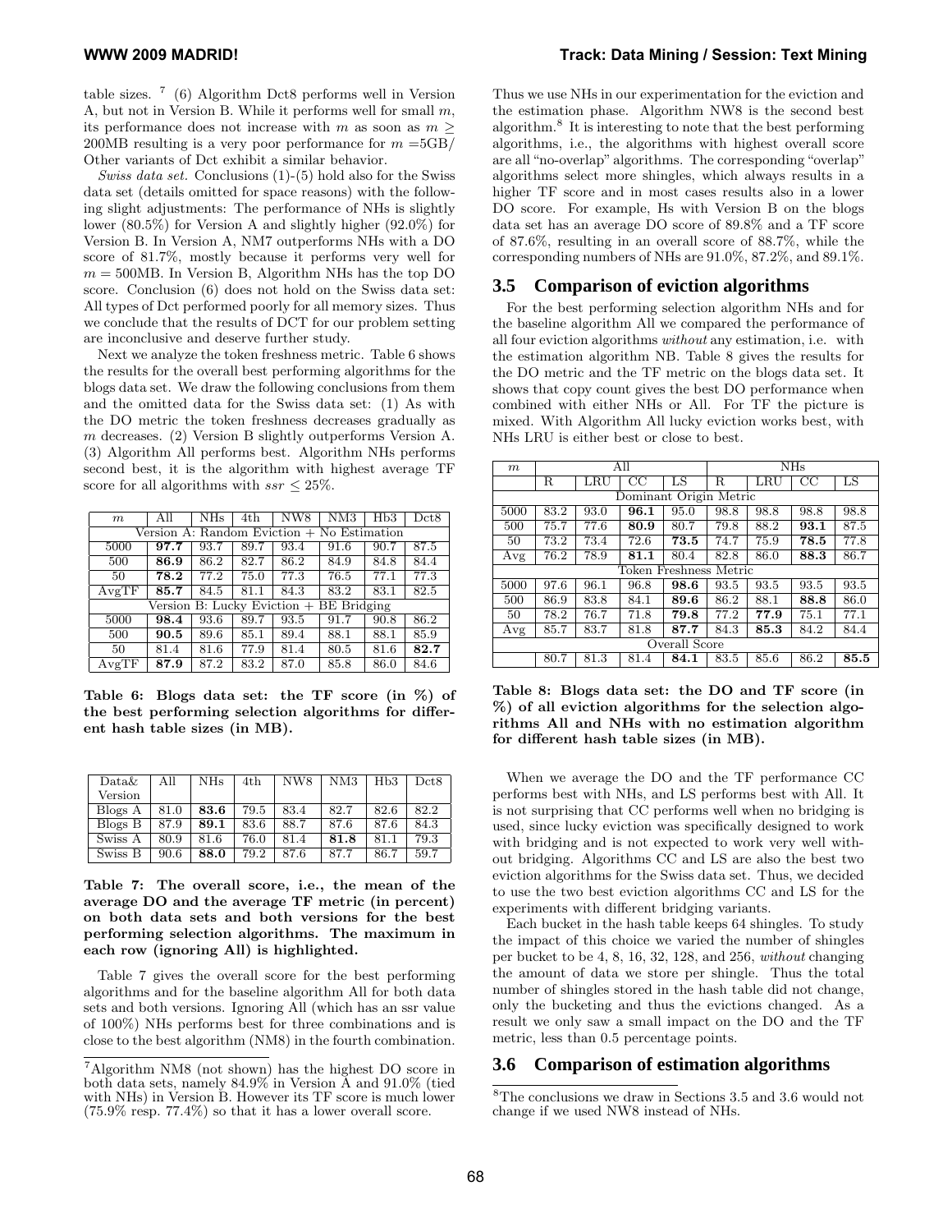table sizes. [7] (6) Algorithm Dct8 performs well in Version A, but not in Version B. While it performs well for small $m$, its performance does not increase with $m$ as soon as $m \geq$ 200MB resulting is a very poor performance for $m$ =5GB/ Other variants of Dct exhibit a similar behavior.

*Swiss data set.* Conclusions (1)-(5) hold also for the Swiss data set (details omitted for space reasons) with the following slight adjustments: The performance of NHs is slightly lower (80.5%) for Version A and slightly higher (92.0%) for Version B. In Version A, NM7 outperforms NHs with a DO score of 81.7%, mostly because it performs very well for $m$ = 500MB. In Version B, Algorithm NHs has the top DO score. Conclusion (6) does not hold on the Swiss data set: All types of Dct performed poorly for all memory sizes. Thus we conclude that the results of DCT for our problem setting are inconclusive and deserve further study.

Next we analyze the token freshness metric. Table 6 shows the results for the overall best performing algorithms for the blogs data set. We draw the following conclusions from them and the omitted data for the Swiss data set: (1) As with the DO metric the token freshness decreases gradually as $m$ decreases. (2) Version B slightly outperforms Version A. (3) Algorithm All performs best. Algorithm NHs performs second best, it is the algorithm with highest average TF score for all algorithms with $ssr \leq 25\%$.

| $m$ | All | NHs | 4th | NW8 | NM3 | Hb3 | Dct8 |
|---|---|---|---|---|---|---|---|
| Version A: Random Eviction + No Estimation | | | | | | | |
| 5000 | **97.7** | 93.7 | 89.7 | 93.4 | 91.6 | 90.7 | 87.5 |
| 500 | **86.9** | 86.2 | 82.7 | 86.2 | 84.9 | 84.8 | 84.4 |
| 50 | **78.2** | 77.2 | 75.0 | 77.3 | 76.5 | 77.1 | 77.3 |
| AvgTF | **85.7** | 84.5 | 81.1 | 84.3 | 83.2 | 83.1 | 82.5 |
| Version B: Lucky Eviction + BE Bridging | | | | | | | |
| 5000 | **98.4** | 93.6 | 89.7 | 93.5 | 91.7 | 90.8 | 86.2 |
| 500 | **90.5** | 89.6 | 85.1 | 89.4 | 88.1 | 88.1 | 85.9 |
| 50 | 81.4 | 81.6 | 77.9 | 81.4 | 80.5 | 81.6 | **82.7** |
| AvgTF | **87.9** | 87.2 | 83.2 | 87.0 | 85.8 | 86.0 | 84.6 |

**Table 6: Blogs data set: the TF score (in %) of the best performing selection algorithms for different hash table sizes (in MB).**

| Data& Version | All | NHs | 4th | NW8 | NM3 | Hb3 | Dct8 |
|---|---|---|---|---|---|---|---|
| Blogs A | 81.0 | **83.6** | 79.5 | 83.4 | 82.7 | 82.6 | 82.2 |
| Blogs B | 87.9 | **89.1** | 83.6 | 88.7 | 87.6 | 87.6 | 84.3 |
| Swiss A | 80.9 | 81.6 | 76.0 | 81.4 | **81.8** | 81.1 | 79.3 |
| Swiss B | 90.6 | **88.0** | 79.2 | 87.6 | 87.7 | 86.7 | 59.7 |

**Table 7: The overall score, i.e., the mean of the average DO and the average TF metric (in percent) on both data sets and both versions for the best performing selection algorithms. The maximum in each row (ignoring All) is highlighted.**

Table 7 gives the overall score for the best performing algorithms and for the baseline algorithm All for both data sets and both versions. Ignoring All (which has an ssr value of 100%) NHs performs best for three combinations and is close to the best algorithm (NM8) in the fourth combination. Thus we use NHs in our experimentation for the eviction and the estimation phase. Algorithm NW8 is the second best algorithm.[8] It is interesting to note that the best performing algorithms, i.e., the algorithms with highest overall score are all "no-overlap" algorithms. The corresponding "overlap" algorithms select more shingles, which always results in a higher TF score and in most cases results also in a lower DO score. For example, Hs with Version B on the blogs data set has an average DO score of 89.8% and a TF score of 87.6%, resulting in an overall score of 88.7%, while the corresponding numbers of NHs are 91.0%, 87.2%, and 89.1%.

[7] Algorithm NM8 (not shown) has the highest DO score in both data sets, namely 84.9% in Version A and 91.0% (tied with NHs) in Version B. However its TF score is much lower (75.9% resp. 77.4%) so that it has a lower overall score.

## 3.5 Comparison of eviction algorithms

For the best performing selection algorithm NHs and for the baseline algorithm All we compared the performance of all four eviction algorithms *without* any estimation, i.e. with the estimation algorithm NB. Table 8 gives the results for the DO metric and the TF metric on the blogs data set. It shows that copy count gives the best DO performance when combined with either NHs or All. For TF the picture is mixed. With Algorithm All lucky eviction works best, with NHs LRU is either best or close to best.

| $m$ | All | | | | NHs | | | |
|---|---|---|---|---|---|---|---|---|
| | R | LRU | CC | LS | R | LRU | CC | LS |
| Dominant Origin Metric | | | | | | | | |
| 5000 | 83.2 | 93.0 | **96.1** | 95.0 | 98.8 | 98.8 | 98.8 | 98.8 |
| 500 | 75.7 | 77.6 | **80.9** | 80.7 | 79.8 | 88.2 | **93.1** | 87.5 |
| 50 | 73.2 | 73.4 | 72.6 | **73.5** | 74.7 | 75.9 | **78.5** | 77.8 |
| Avg | 76.2 | 78.9 | **81.1** | 80.4 | 82.8 | 86.0 | **88.3** | 86.7 |
| Token Freshness Metric | | | | | | | | |
| 5000 | 97.6 | 96.1 | 96.8 | **98.6** | 93.5 | 93.5 | 93.5 | 93.5 |
| 500 | 86.9 | 83.8 | 84.1 | **89.6** | 86.2 | 88.1 | **88.8** | 86.0 |
| 50 | 78.2 | 76.7 | 71.8 | **79.8** | 77.2 | **77.9** | 75.1 | 77.1 |
| Avg | 85.7 | 83.7 | 81.8 | **87.7** | 84.3 | **85.3** | 84.2 | 84.4 |
| Overall Score | | | | | | | | |
| | 80.7 | 81.3 | 81.4 | **84.1** | 83.5 | 85.6 | 86.2 | **85.5** |

**Table 8: Blogs data set: the DO and TF score (in %) of all eviction algorithms for the selection algorithms All and NHs with no estimation algorithm for different hash table sizes (in MB).**

When we average the DO and the TF performance CC performs best with NHs, and LS performs best with All. It is not surprising that CC performs well when no bridging is used, since lucky eviction was specifically designed to work with bridging and is not expected to work very well without bridging. Algorithms CC and LS are also the best two eviction algorithms for the Swiss data set. Thus, we decided to use the two best eviction algorithms CC and LS for the experiments with different bridging variants.

Each bucket in the hash table keeps 64 shingles. To study the impact of this choice we varied the number of shingles per bucket to be 4, 8, 16, 32, 128, and 256, *without* changing the amount of data we store per shingle. Thus the total number of shingles stored in the hash table did not change, only the bucketing and thus the evictions changed. As a result we only saw a small impact on the DO and the TF metric, less than 0.5 percentage points.

## 3.6 Comparison of estimation algorithms

[8] The conclusions we draw in Sections 3.5 and 3.6 would not change if we used NW8 instead of NHs.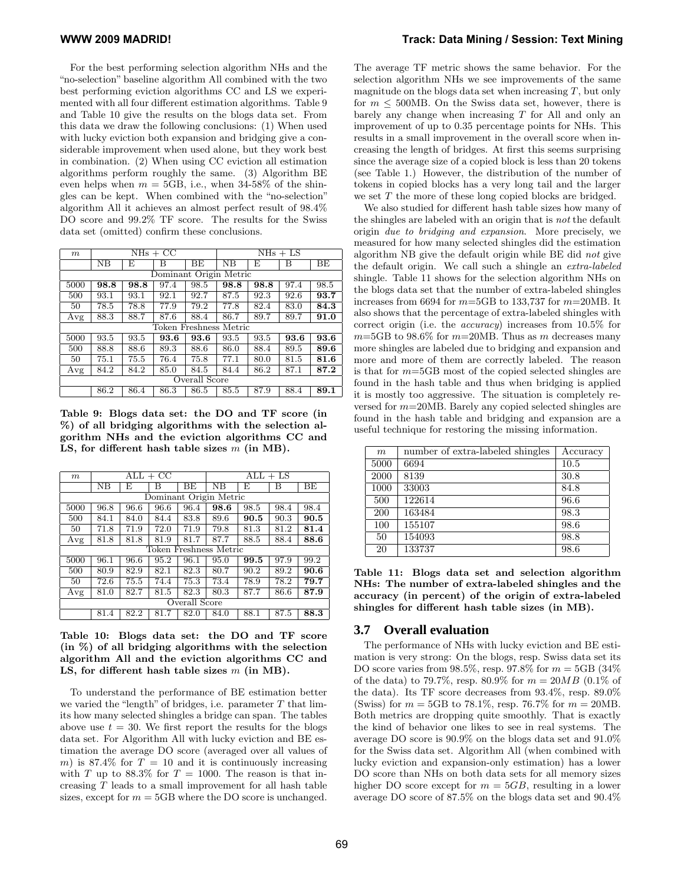For the best performing selection algorithm NHs and the "no-selection" baseline algorithm All combined with the two best performing eviction algorithms CC and LS we experimented with all four different estimation algorithms. Table 9 and Table 10 give the results on the blogs data set. From this data we draw the following conclusions: (1) When used with lucky eviction both expansion and bridging give a considerable improvement when used alone, but they work best in combination. (2) When using CC eviction all estimation algorithms perform roughly the same. (3) Algorithm BE even helps when $m$ = 5GB, i.e., when 34-58% of the shingles can be kept. When combined with the "no-selection" algorithm All it achieves an almost perfect result of 98.4% DO score and 99.2% TF score. The results for the Swiss data set (omitted) confirm these conclusions.

| $m$ | NHs + CC | | | | NHs + LS | | | |
|---|---|---|---|---|---|---|---|---|
| | NB | E | B | BE | NB | E | B | BE |
| Dominant Origin Metric | | | | | | | | |
| 5000 | **98.8** | **98.8** | 97.4 | 98.5 | **98.8** | **98.8** | 97.4 | 98.5 |
| 500 | 93.1 | 93.1 | 92.1 | 92.7 | 87.5 | 92.3 | 92.6 | **93.7** |
| 50 | 78.5 | 78.8 | 77.9 | 79.2 | 77.8 | 82.4 | 83.0 | **84.3** |
| Avg | 88.3 | 88.7 | 87.6 | 88.4 | 86.7 | 89.7 | 89.7 | **91.0** |
| Token Freshness Metric | | | | | | | | |
| 5000 | 93.5 | 93.5 | **93.6** | **93.6** | 93.5 | 93.5 | **93.6** | **93.6** |
| 500 | 88.8 | 88.6 | 89.3 | 88.6 | 86.0 | 88.4 | 89.5 | **89.6** |
| 50 | 75.1 | 75.5 | 76.4 | 75.8 | 77.1 | 80.0 | 81.5 | **81.6** |
| Avg | 84.2 | 84.2 | 85.0 | 84.5 | 84.4 | 86.2 | 87.1 | **87.2** |
| Overall Score | | | | | | | | |
| | 86.2 | 86.4 | 86.3 | 86.5 | 85.5 | 87.9 | 88.4 | **89.1** |

**Table 9: Blogs data set: the DO and TF score (in %) of all bridging algorithms with the selection algorithm NHs and the eviction algorithms CC and LS, for different hash table sizes $m$ (in MB).**

| $m$ | ALL + CC | | | | ALL + LS | | | |
|---|---|---|---|---|---|---|---|---|
| | NB | E | B | BE | NB | E | B | BE |
| Dominant Origin Metric | | | | | | | | |
| 5000 | 96.8 | 96.6 | 96.6 | 96.4 | **98.6** | 98.5 | 98.4 | 98.4 |
| 500 | 84.1 | 84.0 | 84.4 | 83.8 | 89.6 | **90.5** | 90.3 | **90.5** |
| 50 | 71.8 | 71.9 | 72.0 | 71.9 | 79.8 | 81.3 | 81.2 | **81.4** |
| Avg | 81.8 | 81.8 | 81.9 | 81.7 | 87.7 | 88.5 | 88.4 | **88.6** |
| Token Freshness Metric | | | | | | | | |
| 5000 | 96.1 | 96.6 | 95.2 | 96.1 | 95.0 | **99.5** | 97.9 | 99.2 |
| 500 | 80.9 | 82.9 | 82.1 | 82.3 | 80.7 | 90.2 | 89.2 | **90.6** |
| 50 | 72.6 | 75.5 | 74.4 | 75.3 | 73.4 | 78.9 | 78.2 | **79.7** |
| Avg | 81.0 | 82.7 | 81.5 | 82.3 | 80.3 | 87.7 | 86.6 | **87.9** |
| Overall Score | | | | | | | | |
| | 81.4 | 82.2 | 81.7 | 82.0 | 84.0 | 88.1 | 87.5 | **88.3** |

**Table 10: Blogs data set: the DO and TF score (in %) of all bridging algorithms with the selection algorithm All and the eviction algorithms CC and LS, for different hash table sizes $m$ (in MB).**

To understand the performance of BE estimation better we varied the "length" of bridges, i.e. parameter $T$ that limits how many selected shingles a bridge can span. The tables above use $t$ = 30. We first report the results for the blogs data set. For Algorithm All with lucky eviction and BE estimation the average DO score (averaged over all values of $m$) is 87.4% for $T$ = 10 and it is continuously increasing with $T$ up to 88.3% for $T$ = 1000. The reason is that increasing $T$ leads to a small improvement for all hash table sizes, except for $m$ = 5GB where the DO score is unchanged.

The average TF metric shows the same behavior. For the selection algorithm NHs we see improvements of the same magnitude on the blogs data set when increasing $T$, but only for $m \leq$ 500MB. On the Swiss data set, however, there is barely any change when increasing $T$ for All and only an improvement of up to 0.35 percentage points for NHs. This results in a small improvement in the overall score when increasing the length of bridges. At first this seems surprising since the average size of a copied block is less than 20 tokens (see Table 1.) However, the distribution of the number of tokens in copied blocks has a very long tail and the larger we set $T$ the more of these long copied blocks are bridged.

We also studied for different hash table sizes how many of the shingles are labeled with an origin that is *not* the default origin *due to bridging and expansion*. More precisely, we measured for how many selected shingles did the estimation algorithm NB give the default origin while BE did *not* give the default origin. We call such a shingle an *extra-labeled* shingle. Table 11 shows for the selection algorithm NHs on the blogs data set that the number of extra-labeled shingles increases from 6694 for $m$=5GB to 133,737 for $m$=20MB. It also shows that the percentage of extra-labeled shingles with correct origin (i.e. the *accuracy*) increases from 10.5% for $m$=5GB to 98.6% for $m$=20MB. Thus as $m$ decreases many more shingles are labeled due to bridging and expansion and more and more of them are correctly labeled. The reason is that for $m$=5GB most of the copied selected shingles are found in the hash table and thus when bridging is applied it is mostly too aggressive. The situation is completely reversed for $m$=20MB. Barely any copied selected shingles are found in the hash table and bridging and expansion are a useful technique for restoring the missing information.

| $m$ | number of extra-labeled shingles | Accuracy |
|---|---|---|
| 5000 | 6694 | 10.5 |
| 2000 | 8139 | 30.8 |
| 1000 | 33003 | 84.8 |
| 500 | 122614 | 96.6 |
| 200 | 163484 | 98.3 |
| 100 | 155107 | 98.6 |
| 50 | 154093 | 98.8 |
| 20 | 133737 | 98.6 |

**Table 11: Blogs data set and selection algorithm NHs: The number of extra-labeled shingles and the accuracy (in percent) of the origin of extra-labeled shingles for different hash table sizes (in MB).**

### 3.7 Overall evaluation

The performance of NHs with lucky eviction and BE estimation is very strong: On the blogs, resp. Swiss data set its DO score varies from 98.5%, resp. 97.8% for $m$ = 5GB (34% of the data) to 79.7%, resp. 80.9% for $m = 20MB$ (0.1% of the data). Its TF score decreases from 93.4%, resp. 89.0% (Swiss) for $m$ = 5GB to 78.1%, resp. 76.7% for $m$ = 20MB. Both metrics are dropping quite smoothly. That is exactly the kind of behavior one likes to see in real systems. The average DO score is 90.9% on the blogs data set and 91.0% for the Swiss data set. Algorithm All (when combined with lucky eviction and expansion-only estimation) has a lower DO score than NHs on both data sets for all memory sizes higher DO score except for $m = 5GB$, resulting in a lower average DO score of 87.5% on the blogs data set and 90.4%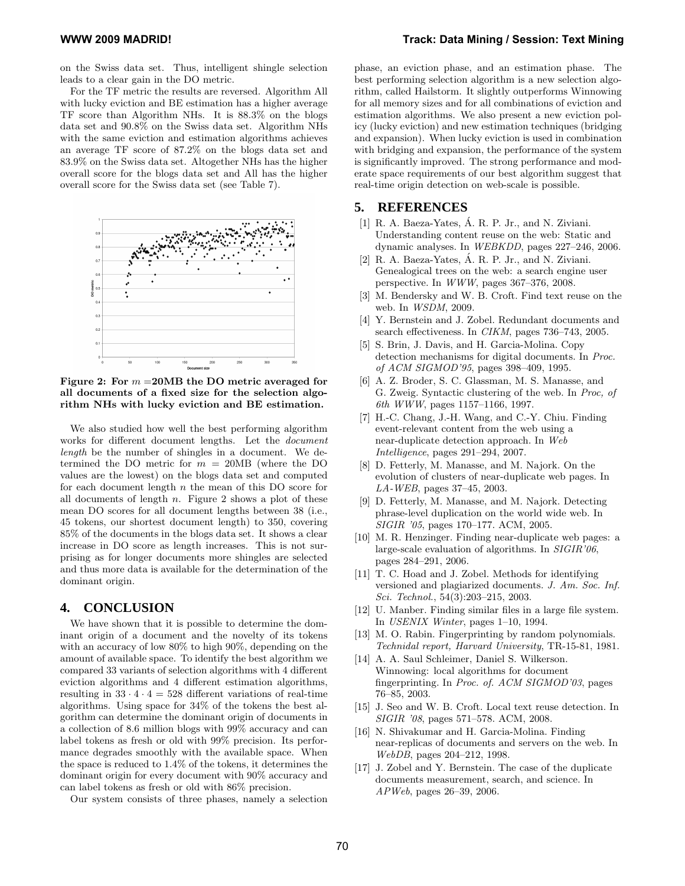on the Swiss data set. Thus, intelligent shingle selection leads to a clear gain in the DO metric.

For the TF metric the results are reversed. Algorithm All with lucky eviction and BE estimation has a higher average TF score than Algorithm NHs. It is 88.3% on the blogs data set and 90.8% on the Swiss data set. Algorithm NHs with the same eviction and estimation algorithms achieves an average TF score of 87.2% on the blogs data set and 83.9% on the Swiss data set. Altogether NHs has the higher overall score for the blogs data set and All has the higher overall score for the Swiss data set (see Table 7).

DO metric

1
0.9
0.8
0.7
0.6
0.5
0.4
0.3
0.2
0.1
0

0 50 100 150 200 250 300 350

Document size

**Figure 2: For $m$ =20MB the DO metric averaged for all documents of a fixed size for the selection algorithm NHs with lucky eviction and BE estimation.**

We also studied how well the best performing algorithm works for different document lengths. Let the *document length* be the number of shingles in a document. We determined the DO metric for $m = 20$MB (where the DO values are the lowest) on the blogs data set and computed for each document length $n$ the mean of this DO score for all documents of length $n$. Figure 2 shows a plot of these mean DO scores for all document lengths between 38 (i.e., 45 tokens, our shortest document length) to 350, covering 85% of the documents in the blogs data set. It shows a clear increase in DO score as length increases. This is not surprising as for longer documents more shingles are selected and thus more data is available for the determination of the dominant origin.

## 4. CONCLUSION

We have shown that it is possible to determine the dominant origin of a document and the novelty of its tokens with an accuracy of low 80% to high 90%, depending on the amount of available space. To identify the best algorithm we compared 33 variants of selection algorithms with 4 different eviction algorithms and 4 different estimation algorithms, resulting in $33 \cdot 4 \cdot 4 = 528$ different variations of real-time algorithms. Using space for 34% of the tokens the best algorithm can determine the dominant origin of documents in a collection of 8.6 million blogs with 99% accuracy and can label tokens as fresh or old with 99% precision. Its performance degrades smoothly with the available space. When the space is reduced to 1.4% of the tokens, it determines the dominant origin for every document with 90% accuracy and can label tokens as fresh or old with 86% precision.

Our system consists of three phases, namely a selection phase, an eviction phase, and an estimation phase. The best performing selection algorithm is a new selection algorithm, called Hailstorm. It slightly outperforms Winnowing for all memory sizes and for all combinations of eviction and estimation algorithms. We also present a new eviction policy (lucky eviction) and new estimation techniques (bridging and expansion). When lucky eviction is used in combination with bridging and expansion, the performance of the system is significantly improved. The strong performance and moderate space requirements of our best algorithm suggest that real-time origin detection on web-scale is possible.

## 5. REFERENCES

[1] R. A. Baeza-Yates, Á. R. P. Jr., and N. Ziviani. Understanding content reuse on the web: Static and dynamic analyses. In *WEBKDD*, pages 227–246, 2006.

[2] R. A. Baeza-Yates, Á. R. P. Jr., and N. Ziviani. Genealogical trees on the web: a search engine user perspective. In *WWW*, pages 367–376, 2008.

[3] M. Bendersky and W. B. Croft. Find text reuse on the web. In *WSDM*, 2009.

[4] Y. Bernstein and J. Zobel. Redundant documents and search effectiveness. In *CIKM*, pages 736–743, 2005.

[5] S. Brin, J. Davis, and H. Garcia-Molina. Copy detection mechanisms for digital documents. In *Proc. of ACM SIGMOD'95*, pages 398–409, 1995.

[6] A. Z. Broder, S. C. Glassman, M. S. Manasse, and G. Zweig. Syntactic clustering of the web. In *Proc, of 6th WWW*, pages 1157–1166, 1997.

[7] H.-C. Chang, J.-H. Wang, and C.-Y. Chiu. Finding event-relevant content from the web using a near-duplicate detection approach. In *Web Intelligence*, pages 291–294, 2007.

[8] D. Fetterly, M. Manasse, and M. Najork. On the evolution of clusters of near-duplicate web pages. In *LA-WEB*, pages 37–45, 2003.

[9] D. Fetterly, M. Manasse, and M. Najork. Detecting phrase-level duplication on the world wide web. In *SIGIR '05*, pages 170–177. ACM, 2005.

[10] M. R. Henzinger. Finding near-duplicate web pages: a large-scale evaluation of algorithms. In *SIGIR'06*, pages 284–291, 2006.

[11] T. C. Hoad and J. Zobel. Methods for identifying versioned and plagiarized documents. *J. Am. Soc. Inf. Sci. Technol.*, 54(3):203–215, 2003.

[12] U. Manber. Finding similar files in a large file system. In *USENIX Winter*, pages 1–10, 1994.

[13] M. O. Rabin. Fingerprinting by random polynomials. *Technidal report, Harvard University*, TR-15-81, 1981.

[14] A. A. Saul Schleimer, Daniel S. Wilkerson. Winnowing: local algorithms for document fingerprinting. In *Proc. of. ACM SIGMOD'03*, pages 76–85, 2003.

[15] J. Seo and W. B. Croft. Local text reuse detection. In *SIGIR '08*, pages 571–578. ACM, 2008.

[16] N. Shivakumar and H. Garcia-Molina. Finding near-replicas of documents and servers on the web. In *WebDB*, pages 204–212, 1998.

[17] J. Zobel and Y. Bernstein. The case of the duplicate documents measurement, search, and science. In *APWeb*, pages 26–39, 2006.